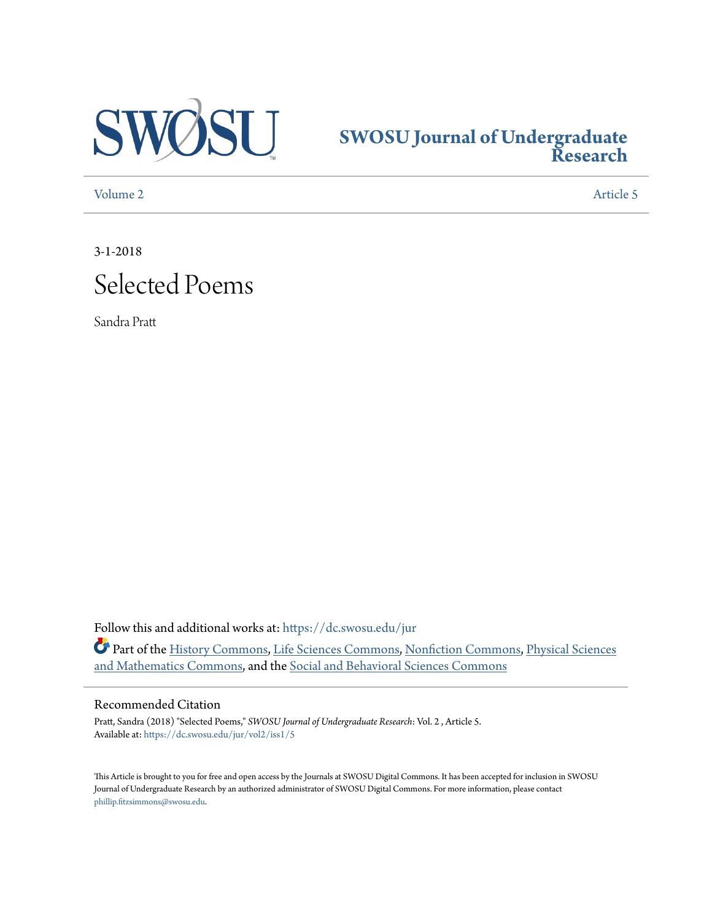SWOSU Journal of Undergraduate Research

Volume 2 Article 5

3-1-2018

# Selected Poems

Sandra Pratt

Follow this and additional works at: https://dc.swosu.edu/jur

Part of the History Commons, Life Sciences Commons, Nonfiction Commons, Physical Sciences and Mathematics Commons, and the Social and Behavioral Sciences Commons

## Recommended Citation

Pratt, Sandra (2018) "Selected Poems," *SWOSU Journal of Undergraduate Research*: Vol. 2 , Article 5.
Available at: https://dc.swosu.edu/jur/vol2/iss1/5

This Article is brought to you for free and open access by the Journals at SWOSU Digital Commons. It has been accepted for inclusion in SWOSU Journal of Undergraduate Research by an authorized administrator of SWOSU Digital Commons. For more information, please contact phillip.fitzsimmons@swosu.edu.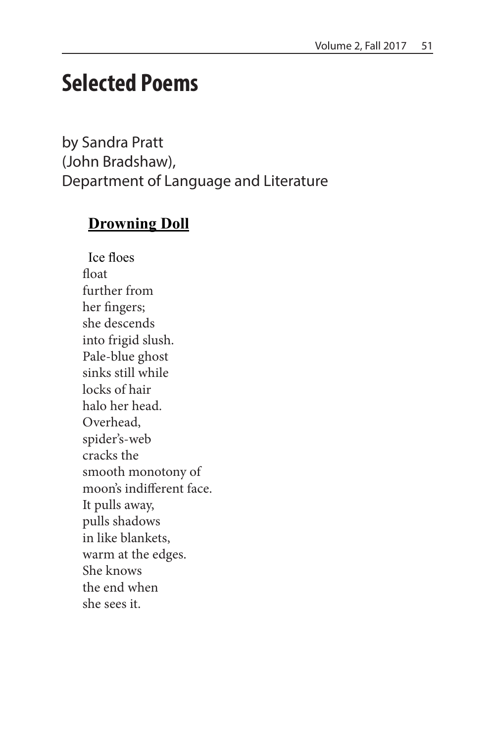# Selected Poems

by Sandra Pratt
(John Bradshaw),
Department of Language and Literature

## **Drowning Doll**

Ice floes  
float  
further from  
her fingers;  
she descends  
into frigid slush.  
Pale-blue ghost  
sinks still while  
locks of hair  
halo her head.  
Overhead,  
spider's-web  
cracks the  
smooth monotony of  
moon's indifferent face.  
It pulls away,  
pulls shadows  
in like blankets,  
warm at the edges.  
She knows  
the end when  
she sees it.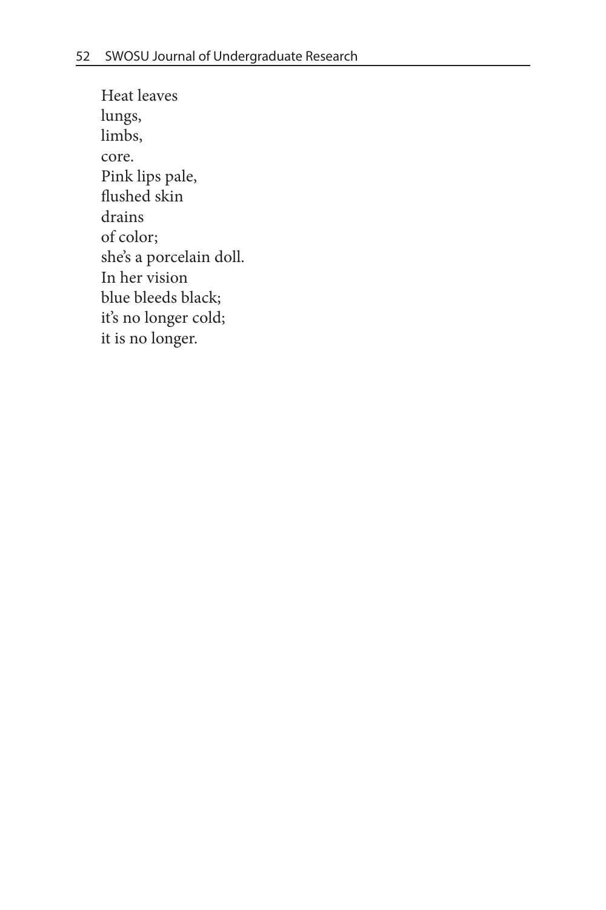Heat leaves  
lungs,  
limbs,  
core.  
Pink lips pale,  
flushed skin  
drains  
of color;  
she's a porcelain doll.  
In her vision  
blue bleeds black;  
it's no longer cold;  
it is no longer.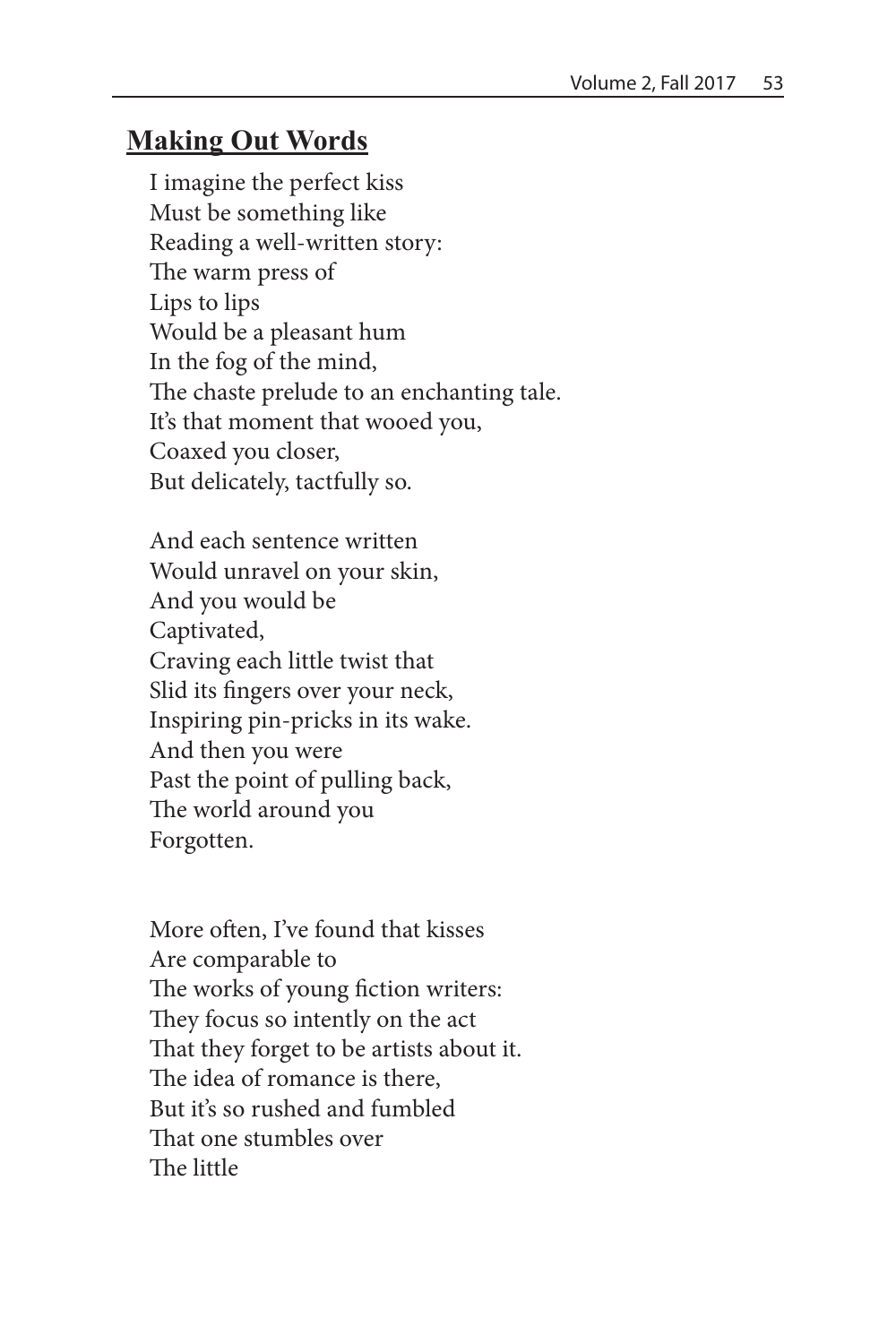## Making Out Words

I imagine the perfect kiss  
Must be something like  
Reading a well-written story:  
The warm press of  
Lips to lips  
Would be a pleasant hum  
In the fog of the mind,  
The chaste prelude to an enchanting tale.  
It's that moment that wooed you,  
Coaxed you closer,  
But delicately, tactfully so.

And each sentence written  
Would unravel on your skin,  
And you would be  
Captivated,  
Craving each little twist that  
Slid its fingers over your neck,  
Inspiring pin-pricks in its wake.  
And then you were  
Past the point of pulling back,  
The world around you  
Forgotten.

More often, I've found that kisses  
Are comparable to  
The works of young fiction writers:  
They focus so intently on the act  
That they forget to be artists about it.  
The idea of romance is there,  
But it's so rushed and fumbled  
That one stumbles over  
The little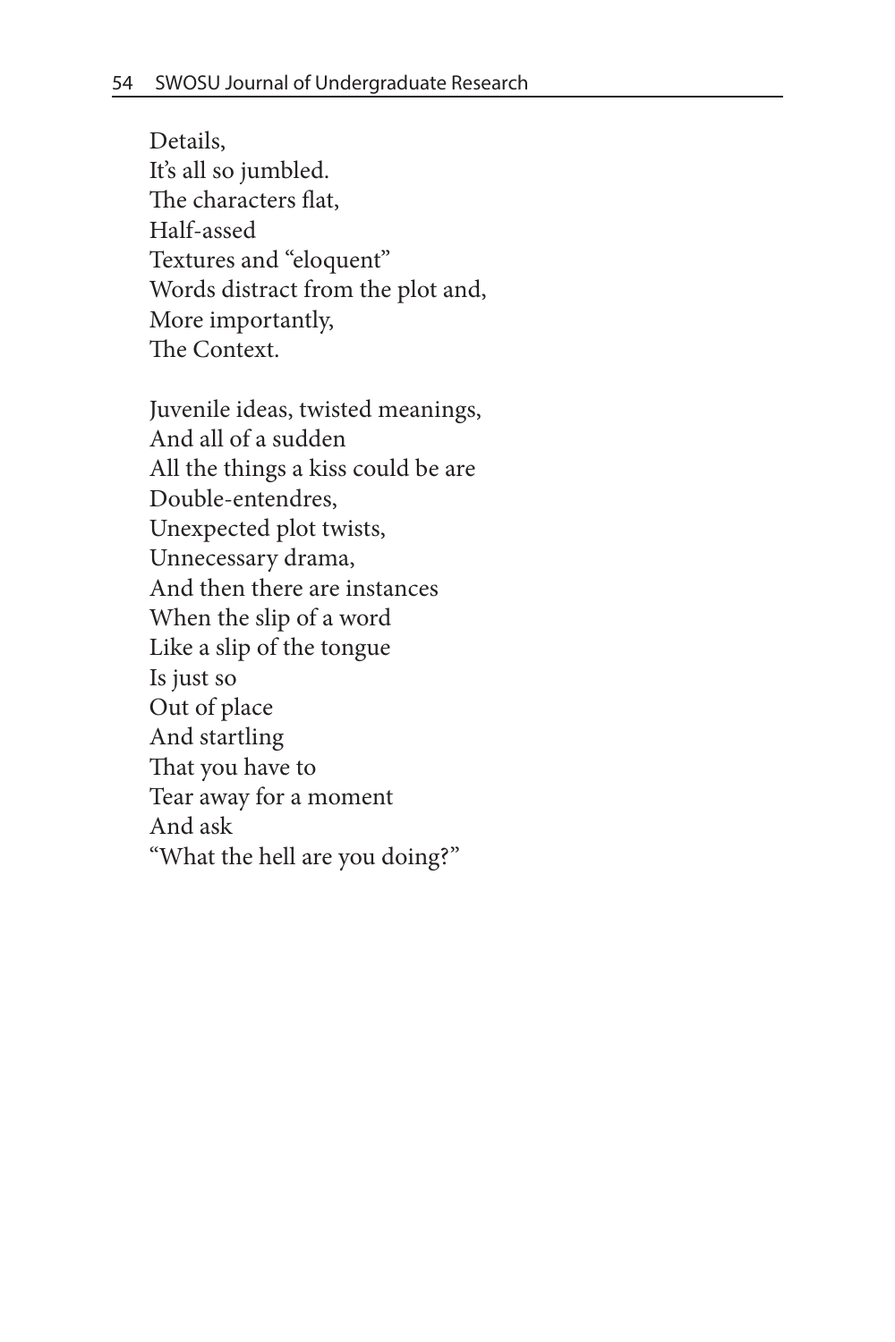Details,  
It's all so jumbled.  
The characters flat,  
Half-assed  
Textures and "eloquent"  
Words distract from the plot and,  
More importantly,  
The Context.

Juvenile ideas, twisted meanings,  
And all of a sudden  
All the things a kiss could be are  
Double-entendres,  
Unexpected plot twists,  
Unnecessary drama,  
And then there are instances  
When the slip of a word  
Like a slip of the tongue  
Is just so  
Out of place  
And startling  
That you have to  
Tear away for a moment  
And ask  
"What the hell are you doing?"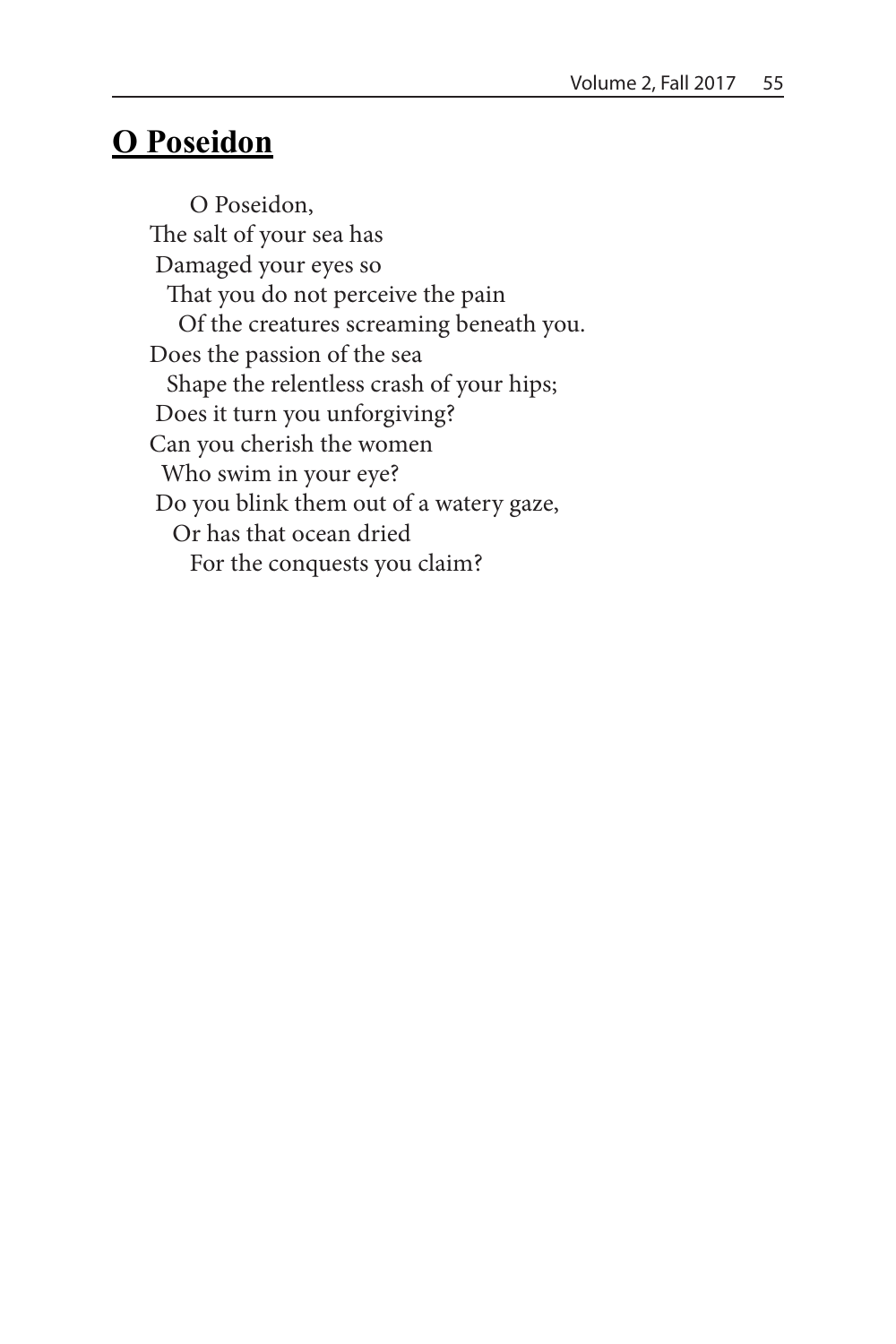## O Poseidon

O Poseidon,  
The salt of your sea has  
Damaged your eyes so  
That you do not perceive the pain  
Of the creatures screaming beneath you.  
Does the passion of the sea  
Shape the relentless crash of your hips;  
Does it turn you unforgiving?  
Can you cherish the women  
Who swim in your eye?  
Do you blink them out of a watery gaze,  
Or has that ocean dried  
For the conquests you claim?